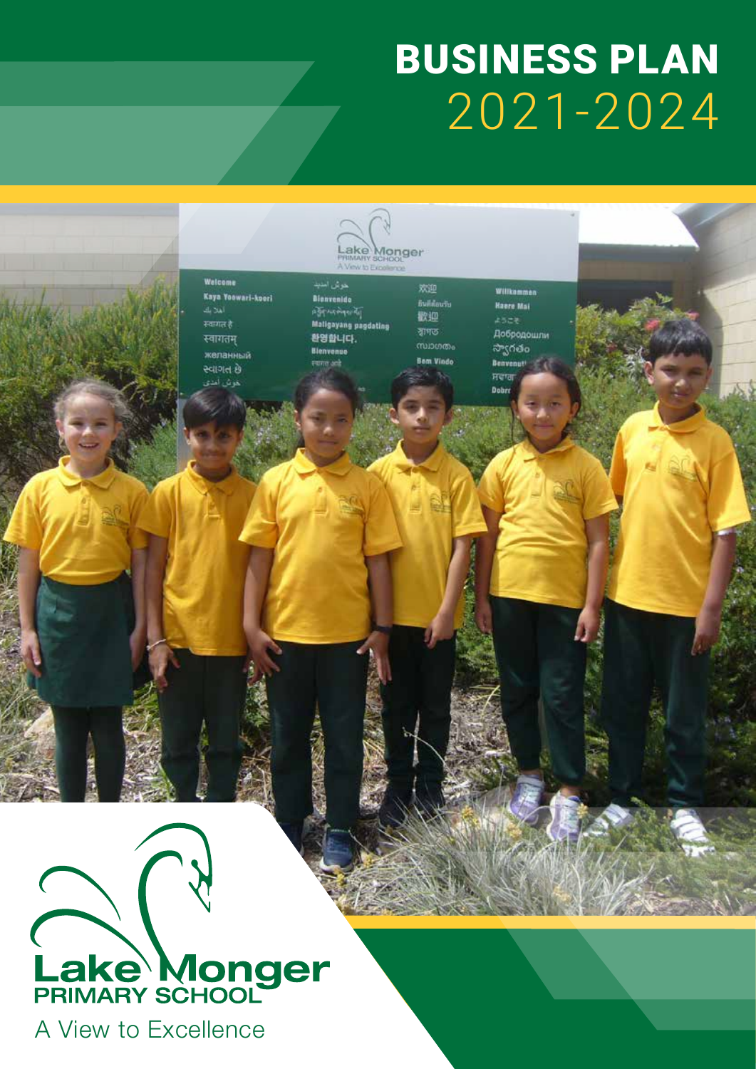# BUSINESS PLAN
## 2021-2024

Lake Monger
PRIMARY SCHOOL
A View to Excellence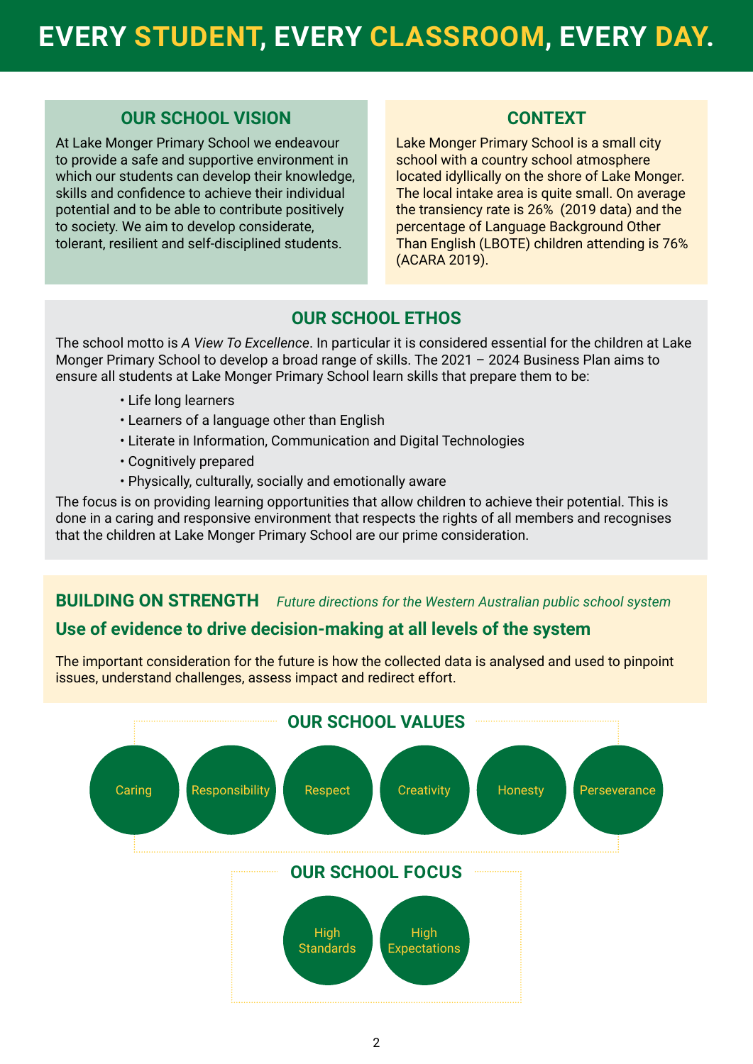# EVERY STUDENT, EVERY CLASSROOM, EVERY DAY.

## OUR SCHOOL VISION

At Lake Monger Primary School we endeavour to provide a safe and supportive environment in which our students can develop their knowledge, skills and confidence to achieve their individual potential and to be able to contribute positively to society. We aim to develop considerate, tolerant, resilient and self-disciplined students.

## CONTEXT

Lake Monger Primary School is a small city school with a country school atmosphere located idyllically on the shore of Lake Monger. The local intake area is quite small. On average the transiency rate is 26% (2019 data) and the percentage of Language Background Other Than English (LBOTE) children attending is 76% (ACARA 2019).

## OUR SCHOOL ETHOS

The school motto is *A View To Excellence*. In particular it is considered essential for the children at Lake Monger Primary School to develop a broad range of skills. The 2021 – 2024 Business Plan aims to ensure all students at Lake Monger Primary School learn skills that prepare them to be:

- Life long learners
- Learners of a language other than English
- Literate in Information, Communication and Digital Technologies
- Cognitively prepared
- Physically, culturally, socially and emotionally aware

The focus is on providing learning opportunities that allow children to achieve their potential. This is done in a caring and responsive environment that respects the rights of all members and recognises that the children at Lake Monger Primary School are our prime consideration.

## BUILDING ON STRENGTH *Future directions for the Western Australian public school system*

### Use of evidence to drive decision-making at all levels of the system

The important consideration for the future is how the collected data is analysed and used to pinpoint issues, understand challenges, assess impact and redirect effort.

## OUR SCHOOL VALUES

- Caring
- Responsibility
- Respect
- Creativity
- Honesty
- Perseverance

## OUR SCHOOL FOCUS

- High Standards
- High Expectations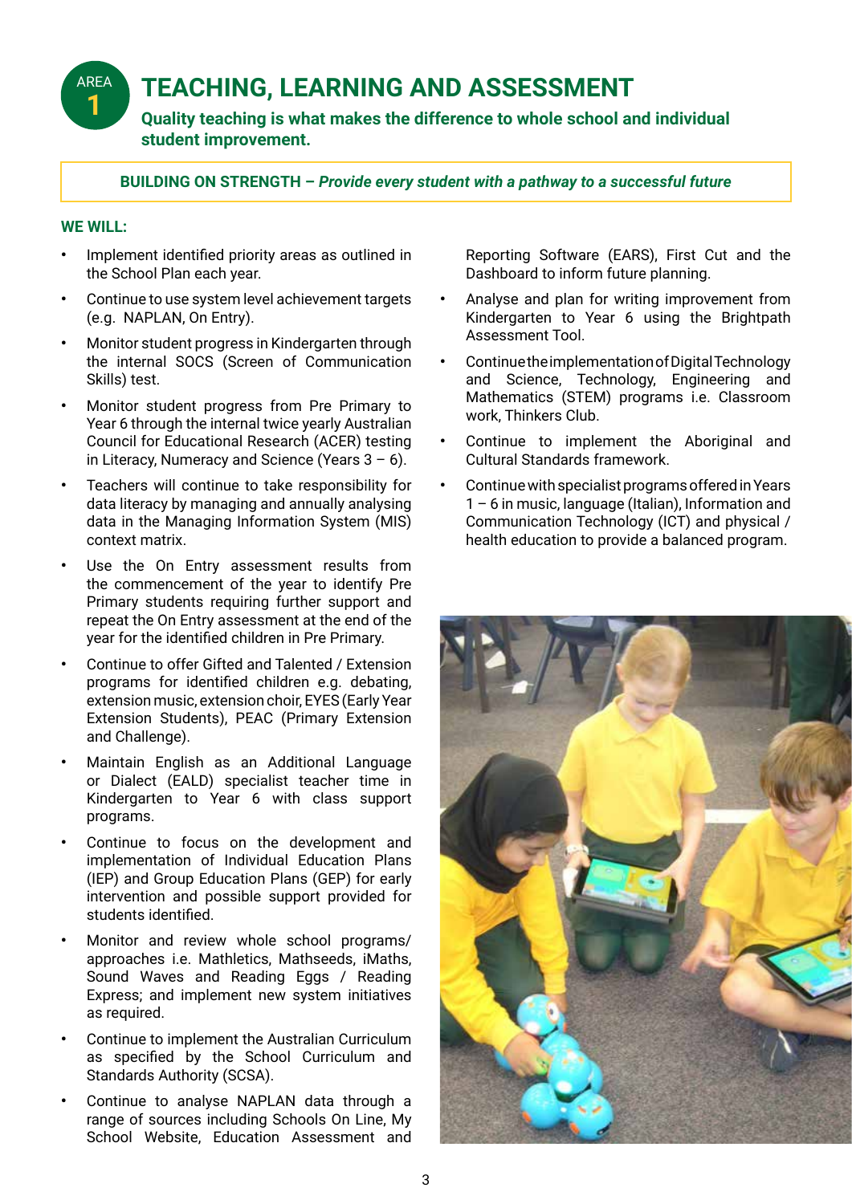# AREA 1 TEACHING, LEARNING AND ASSESSMENT

**Quality teaching is what makes the difference to whole school and individual student improvement.**

**BUILDING ON STRENGTH –** ***Provide every student with a pathway to a successful future***

**WE WILL:**

- Implement identified priority areas as outlined in the School Plan each year.
- Continue to use system level achievement targets (e.g. NAPLAN, On Entry).
- Monitor student progress in Kindergarten through the internal SOCS (Screen of Communication Skills) test.
- Monitor student progress from Pre Primary to Year 6 through the internal twice yearly Australian Council for Educational Research (ACER) testing in Literacy, Numeracy and Science (Years 3 – 6).
- Teachers will continue to take responsibility for data literacy by managing and annually analysing data in the Managing Information System (MIS) context matrix.
- Use the On Entry assessment results from the commencement of the year to identify Pre Primary students requiring further support and repeat the On Entry assessment at the end of the year for the identified children in Pre Primary.
- Continue to offer Gifted and Talented / Extension programs for identified children e.g. debating, extension music, extension choir, EYES (Early Year Extension Students), PEAC (Primary Extension and Challenge).
- Maintain English as an Additional Language or Dialect (EALD) specialist teacher time in Kindergarten to Year 6 with class support programs.
- Continue to focus on the development and implementation of Individual Education Plans (IEP) and Group Education Plans (GEP) for early intervention and possible support provided for students identified.
- Monitor and review whole school programs/ approaches i.e. Mathletics, Mathseeds, iMaths, Sound Waves and Reading Eggs / Reading Express; and implement new system initiatives as required.
- Continue to implement the Australian Curriculum as specified by the School Curriculum and Standards Authority (SCSA).
- Continue to analyse NAPLAN data through a range of sources including Schools On Line, My School Website, Education Assessment and Reporting Software (EARS), First Cut and the Dashboard to inform future planning.
- Analyse and plan for writing improvement from Kindergarten to Year 6 using the Brightpath Assessment Tool.
- Continue the implementation of Digital Technology and Science, Technology, Engineering and Mathematics (STEM) programs i.e. Classroom work, Thinkers Club.
- Continue to implement the Aboriginal and Cultural Standards framework.
- Continue with specialist programs offered in Years 1 – 6 in music, language (Italian), Information and Communication Technology (ICT) and physical / health education to provide a balanced program.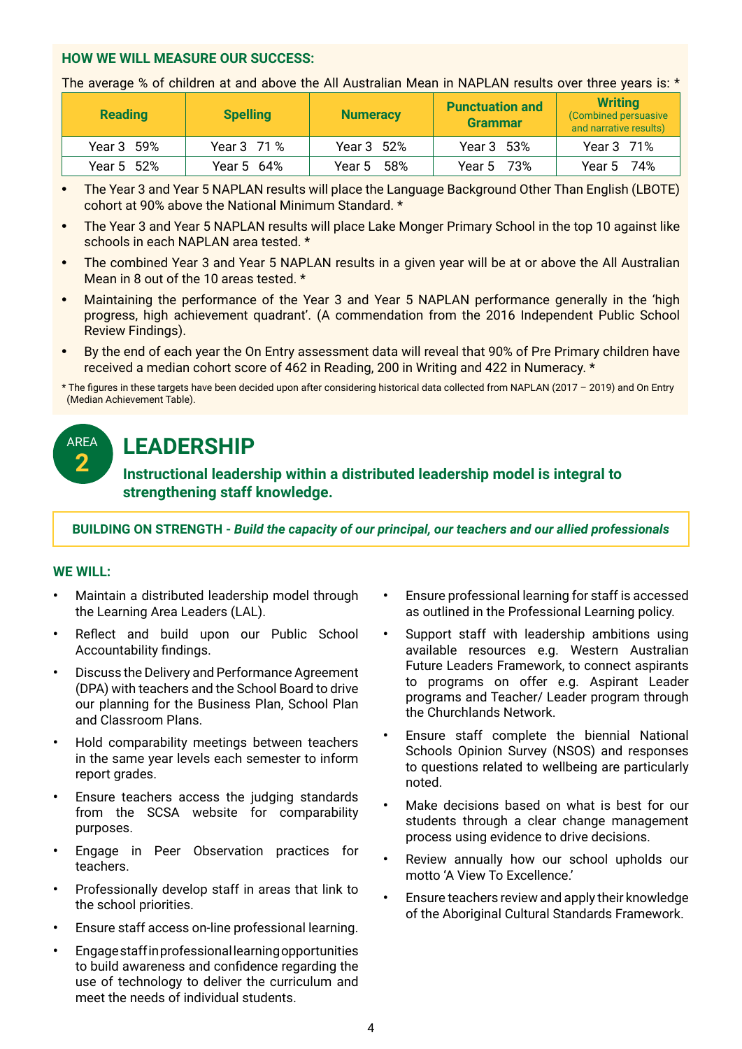**HOW WE WILL MEASURE OUR SUCCESS:**

The average % of children at and above the All Australian Mean in NAPLAN results over three years is: *

| Reading | Spelling | Numeracy | Punctuation and Grammar | Writing (Combined persuasive and narrative results) |
|---|---|---|---|---|
| Year 3 59% | Year 3 71 % | Year 3 52% | Year 3 53% | Year 3 71% |
| Year 5 52% | Year 5 64% | Year 5 58% | Year 5 73% | Year 5 74% |

- The Year 3 and Year 5 NAPLAN results will place the Language Background Other Than English (LBOTE) cohort at 90% above the National Minimum Standard. *
- The Year 3 and Year 5 NAPLAN results will place Lake Monger Primary School in the top 10 against like schools in each NAPLAN area tested. *
- The combined Year 3 and Year 5 NAPLAN results in a given year will be at or above the All Australian Mean in 8 out of the 10 areas tested. *
- Maintaining the performance of the Year 3 and Year 5 NAPLAN performance generally in the 'high progress, high achievement quadrant'. (A commendation from the 2016 Independent Public School Review Findings).
- By the end of each year the On Entry assessment data will reveal that 90% of Pre Primary children have received a median cohort score of 462 in Reading, 200 in Writing and 422 in Numeracy. *

* The figures in these targets have been decided upon after considering historical data collected from NAPLAN (2017 – 2019) and On Entry (Median Achievement Table).

## AREA 2 LEADERSHIP

**Instructional leadership within a distributed leadership model is integral to strengthening staff knowledge.**

**BUILDING ON STRENGTH - *Build the capacity of our principal, our teachers and our allied professionals***

**WE WILL:**

- Maintain a distributed leadership model through the Learning Area Leaders (LAL).
- Reflect and build upon our Public School Accountability findings.
- Discuss the Delivery and Performance Agreement (DPA) with teachers and the School Board to drive our planning for the Business Plan, School Plan and Classroom Plans.
- Hold comparability meetings between teachers in the same year levels each semester to inform report grades.
- Ensure teachers access the judging standards from the SCSA website for comparability purposes.
- Engage in Peer Observation practices for teachers.
- Professionally develop staff in areas that link to the school priorities.
- Ensure staff access on-line professional learning.
- Engage staff in professional learning opportunities to build awareness and confidence regarding the use of technology to deliver the curriculum and meet the needs of individual students.
- Ensure professional learning for staff is accessed as outlined in the Professional Learning policy.
- Support staff with leadership ambitions using available resources e.g. Western Australian Future Leaders Framework, to connect aspirants to programs on offer e.g. Aspirant Leader programs and Teacher/ Leader program through the Churchlands Network.
- Ensure staff complete the biennial National Schools Opinion Survey (NSOS) and responses to questions related to wellbeing are particularly noted.
- Make decisions based on what is best for our students through a clear change management process using evidence to drive decisions.
- Review annually how our school upholds our motto 'A View To Excellence.'
- Ensure teachers review and apply their knowledge of the Aboriginal Cultural Standards Framework.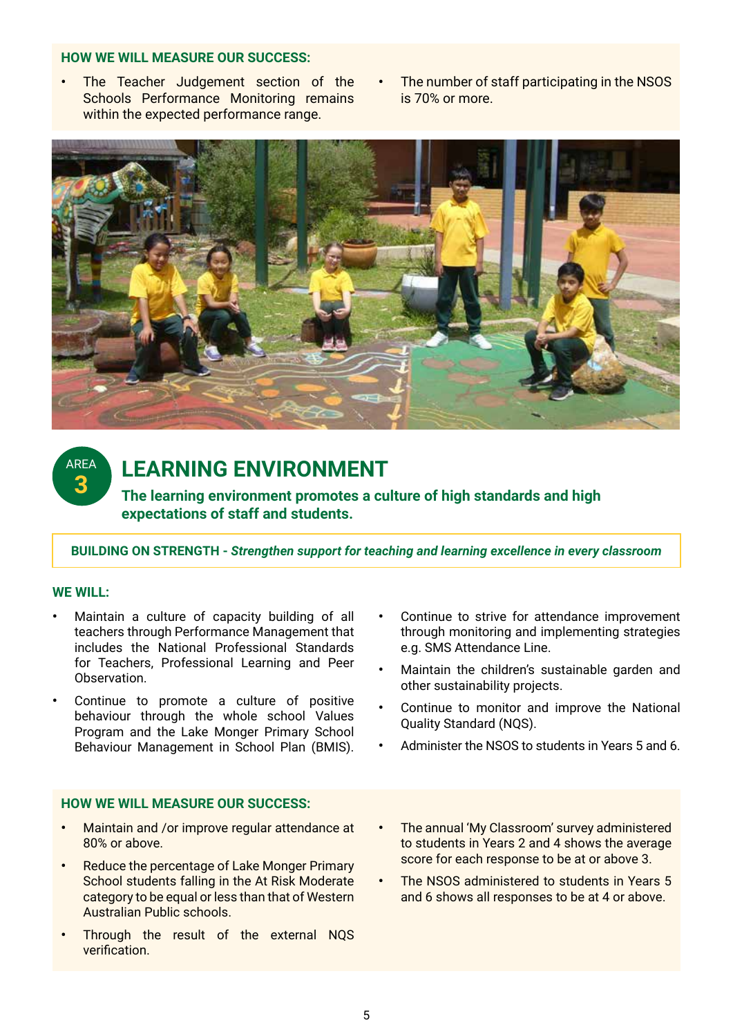**HOW WE WILL MEASURE OUR SUCCESS:**

- The Teacher Judgement section of the Schools Performance Monitoring remains within the expected performance range.
- The number of staff participating in the NSOS is 70% or more.

AREA 3

## LEARNING ENVIRONMENT

**The learning environment promotes a culture of high standards and high expectations of staff and students.**

**BUILDING ON STRENGTH -** ***Strengthen support for teaching and learning excellence in every classroom***

**WE WILL:**

- Maintain a culture of capacity building of all teachers through Performance Management that includes the National Professional Standards for Teachers, Professional Learning and Peer Observation.
- Continue to promote a culture of positive behaviour through the whole school Values Program and the Lake Monger Primary School Behaviour Management in School Plan (BMIS).
- Continue to strive for attendance improvement through monitoring and implementing strategies e.g. SMS Attendance Line.
- Maintain the children's sustainable garden and other sustainability projects.
- Continue to monitor and improve the National Quality Standard (NQS).
- Administer the NSOS to students in Years 5 and 6.

**HOW WE WILL MEASURE OUR SUCCESS:**

- Maintain and /or improve regular attendance at 80% or above.
- Reduce the percentage of Lake Monger Primary School students falling in the At Risk Moderate category to be equal or less than that of Western Australian Public schools.
- Through the result of the external NQS verification.
- The annual 'My Classroom' survey administered to students in Years 2 and 4 shows the average score for each response to be at or above 3.
- The NSOS administered to students in Years 5 and 6 shows all responses to be at 4 or above.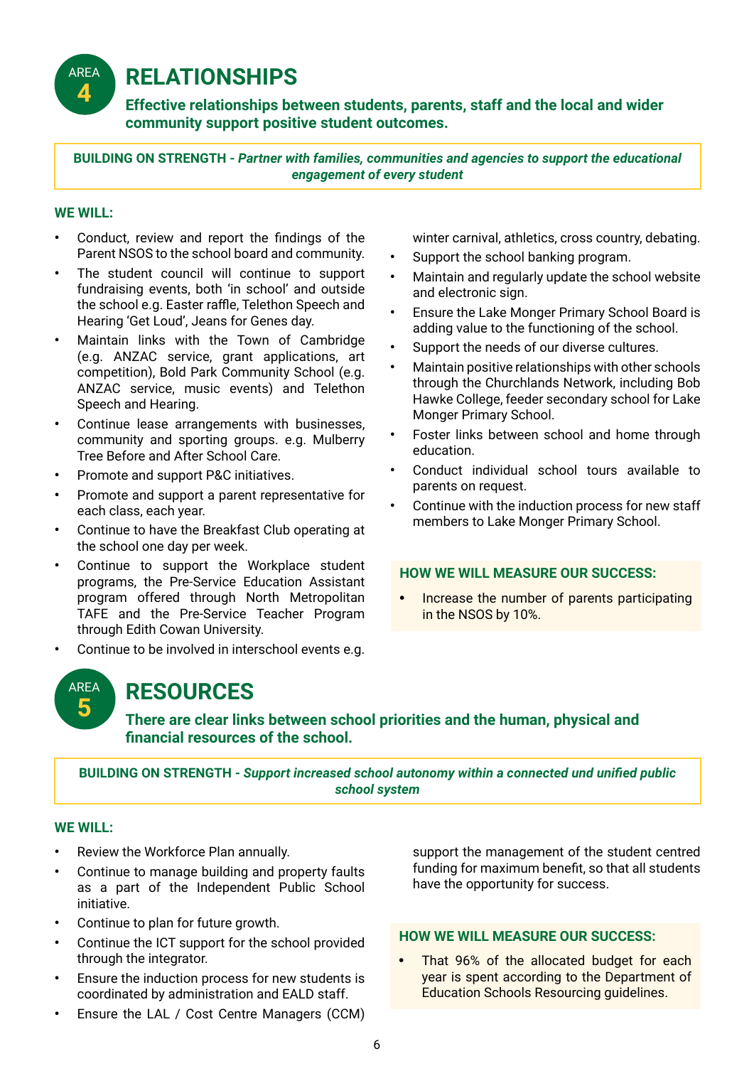## AREA 4 RELATIONSHIPS

**Effective relationships between students, parents, staff and the local and wider community support positive student outcomes.**

**BUILDING ON STRENGTH -** ***Partner with families, communities and agencies to support the educational engagement of every student***

**WE WILL:**

- Conduct, review and report the findings of the Parent NSOS to the school board and community.
- The student council will continue to support fundraising events, both 'in school' and outside the school e.g. Easter raffle, Telethon Speech and Hearing 'Get Loud', Jeans for Genes day.
- Maintain links with the Town of Cambridge (e.g. ANZAC service, grant applications, art competition), Bold Park Community School (e.g. ANZAC service, music events) and Telethon Speech and Hearing.
- Continue lease arrangements with businesses, community and sporting groups. e.g. Mulberry Tree Before and After School Care.
- Promote and support P&C initiatives.
- Promote and support a parent representative for each class, each year.
- Continue to have the Breakfast Club operating at the school one day per week.
- Continue to support the Workplace student programs, the Pre-Service Education Assistant program offered through North Metropolitan TAFE and the Pre-Service Teacher Program through Edith Cowan University.
- Continue to be involved in interschool events e.g. winter carnival, athletics, cross country, debating.
- Support the school banking program.
- Maintain and regularly update the school website and electronic sign.
- Ensure the Lake Monger Primary School Board is adding value to the functioning of the school.
- Support the needs of our diverse cultures.
- Maintain positive relationships with other schools through the Churchlands Network, including Bob Hawke College, feeder secondary school for Lake Monger Primary School.
- Foster links between school and home through education.
- Conduct individual school tours available to parents on request.
- Continue with the induction process for new staff members to Lake Monger Primary School.

**HOW WE WILL MEASURE OUR SUCCESS:**

- Increase the number of parents participating in the NSOS by 10%.

## AREA 5 RESOURCES

**There are clear links between school priorities and the human, physical and financial resources of the school.**

**BUILDING ON STRENGTH -** ***Support increased school autonomy within a connected und unified public school system***

**WE WILL:**

- Review the Workforce Plan annually.
- Continue to manage building and property faults as a part of the Independent Public School initiative.
- Continue to plan for future growth.
- Continue the ICT support for the school provided through the integrator.
- Ensure the induction process for new students is coordinated by administration and EALD staff.
- Ensure the LAL / Cost Centre Managers (CCM) support the management of the student centred funding for maximum benefit, so that all students have the opportunity for success.

**HOW WE WILL MEASURE OUR SUCCESS:**

- That 96% of the allocated budget for each year is spent according to the Department of Education Schools Resourcing guidelines.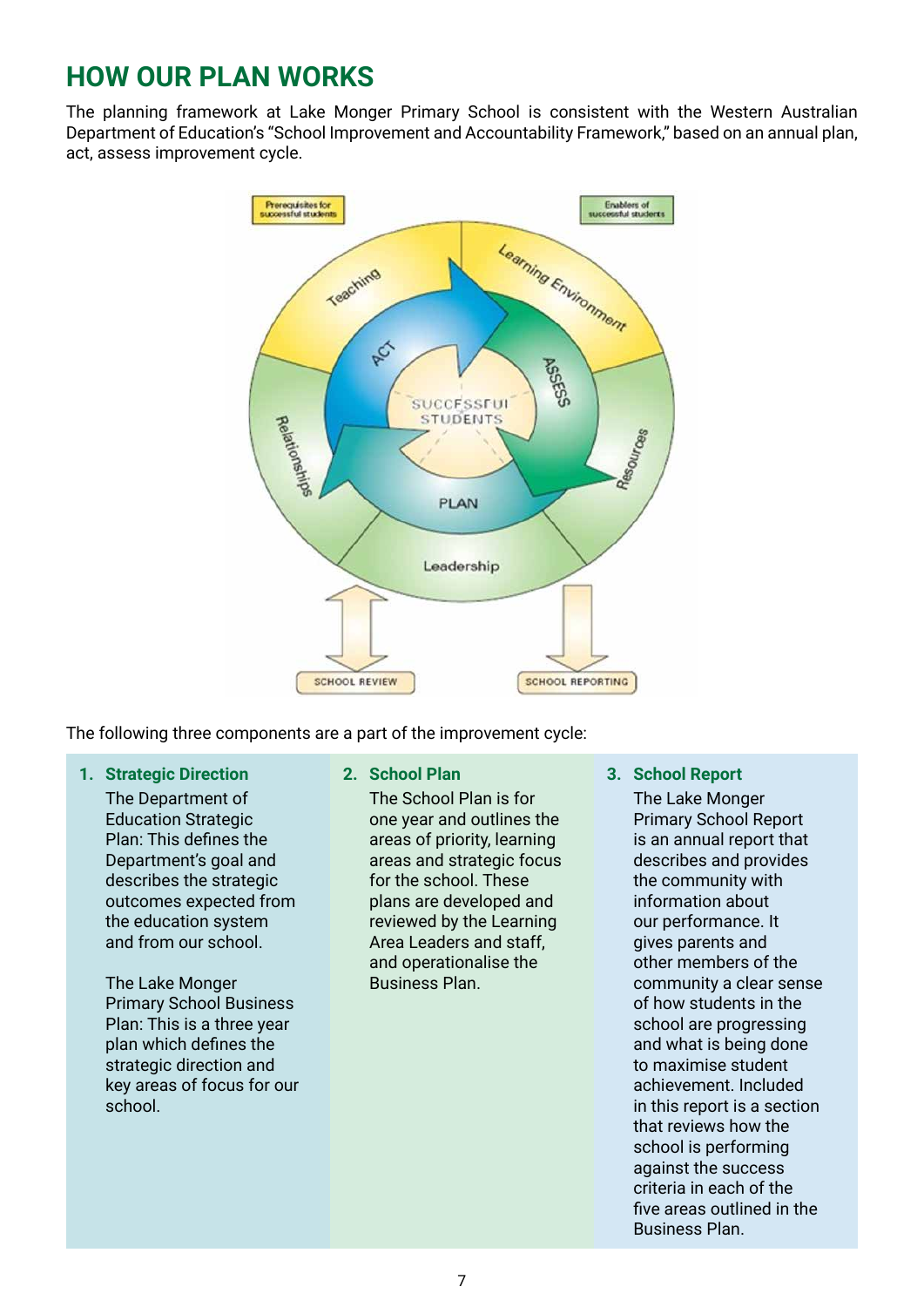## HOW OUR PLAN WORKS

The planning framework at Lake Monger Primary School is consistent with the Western Australian Department of Education's "School Improvement and Accountability Framework," based on an annual plan, act, assess improvement cycle.

The following three components are a part of the improvement cycle:

1. **Strategic Direction**

   The Department of Education Strategic Plan: This defines the Department's goal and describes the strategic outcomes expected from the education system and from our school.

   The Lake Monger Primary School Business Plan: This is a three year plan which defines the strategic direction and key areas of focus for our school.

2. **School Plan**

   The School Plan is for one year and outlines the areas of priority, learning areas and strategic focus for the school. These plans are developed and reviewed by the Learning Area Leaders and staff, and operationalise the Business Plan.

3. **School Report**

   The Lake Monger Primary School Report is an annual report that describes and provides the community with information about our performance. It gives parents and other members of the community a clear sense of how students in the school are progressing and what is being done to maximise student achievement. Included in this report is a section that reviews how the school is performing against the success criteria in each of the five areas outlined in the Business Plan.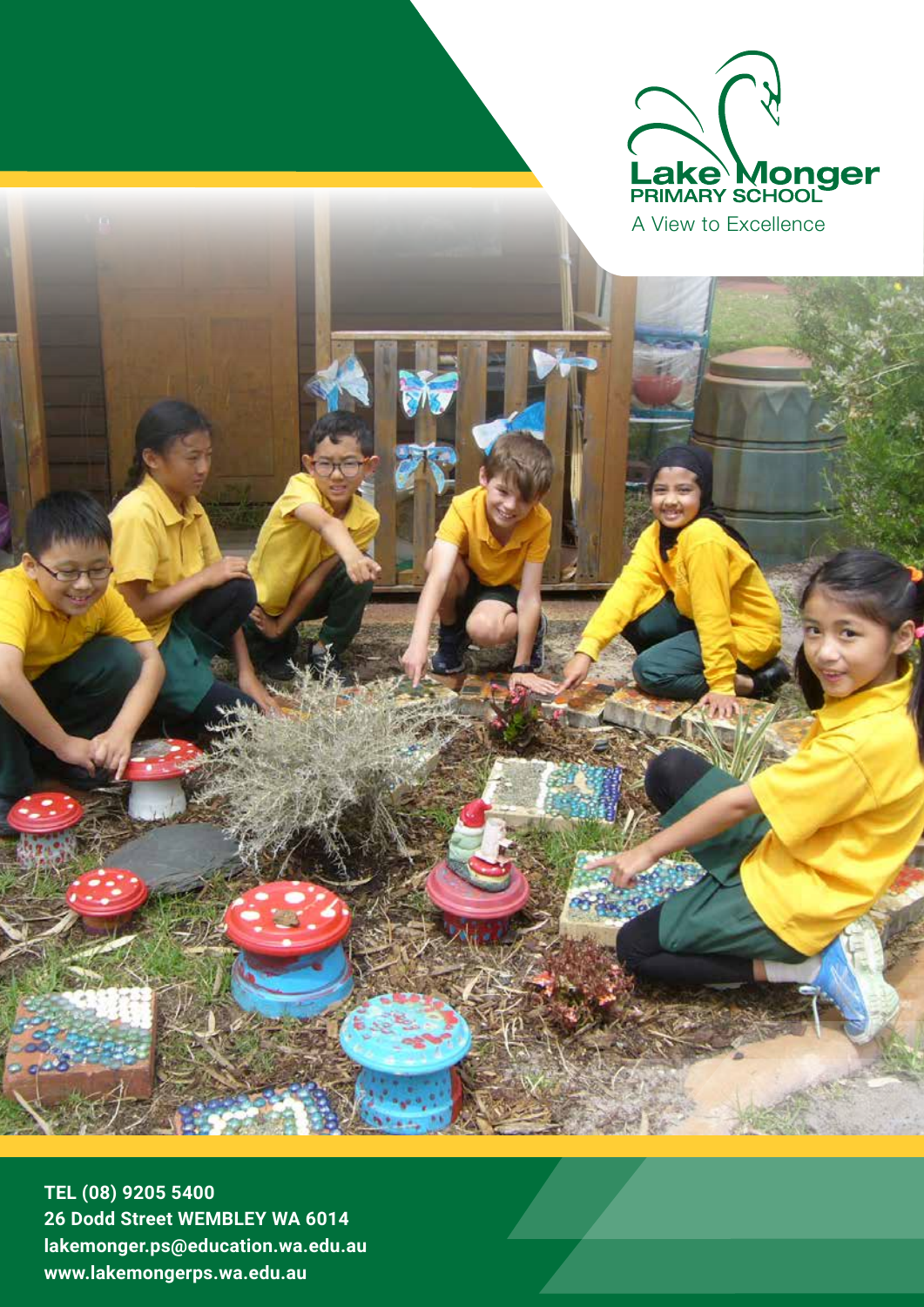Lake Monger
PRIMARY SCHOOL
A View to Excellence

**TEL (08) 9205 5400**
**26 Dodd Street WEMBLEY WA 6014**
**lakemonger.ps@education.wa.edu.au**
**www.lakemongerps.wa.edu.au**